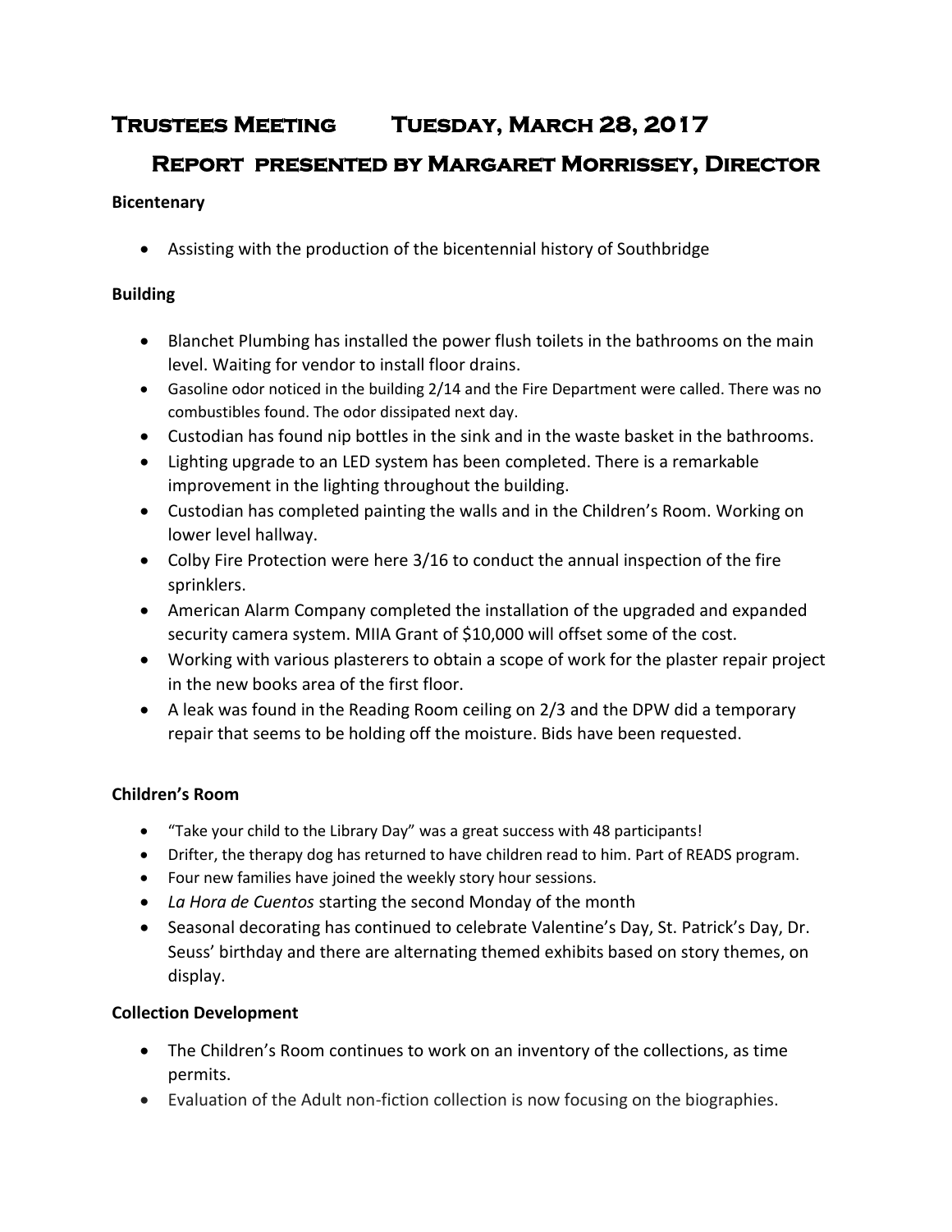# Trustees Meeting Tuesday, March 28, 2017

## Report presented by Margaret Morrissey, Director

**Bicentenary**

- Assisting with the production of the bicentennial history of Southbridge

**Building**

- Blanchet Plumbing has installed the power flush toilets in the bathrooms on the main level. Waiting for vendor to install floor drains.
- Gasoline odor noticed in the building 2/14 and the Fire Department were called. There was no combustibles found. The odor dissipated next day.
- Custodian has found nip bottles in the sink and in the waste basket in the bathrooms.
- Lighting upgrade to an LED system has been completed. There is a remarkable improvement in the lighting throughout the building.
- Custodian has completed painting the walls and in the Children's Room. Working on lower level hallway.
- Colby Fire Protection were here 3/16 to conduct the annual inspection of the fire sprinklers.
- American Alarm Company completed the installation of the upgraded and expanded security camera system. MIIA Grant of $10,000 will offset some of the cost.
- Working with various plasterers to obtain a scope of work for the plaster repair project in the new books area of the first floor.
- A leak was found in the Reading Room ceiling on 2/3 and the DPW did a temporary repair that seems to be holding off the moisture. Bids have been requested.

**Children's Room**

- "Take your child to the Library Day" was a great success with 48 participants!
- Drifter, the therapy dog has returned to have children read to him. Part of READS program.
- Four new families have joined the weekly story hour sessions.
- *La Hora de Cuentos* starting the second Monday of the month
- Seasonal decorating has continued to celebrate Valentine's Day, St. Patrick's Day, Dr. Seuss' birthday and there are alternating themed exhibits based on story themes, on display.

**Collection Development**

- The Children's Room continues to work on an inventory of the collections, as time permits.
- Evaluation of the Adult non-fiction collection is now focusing on the biographies.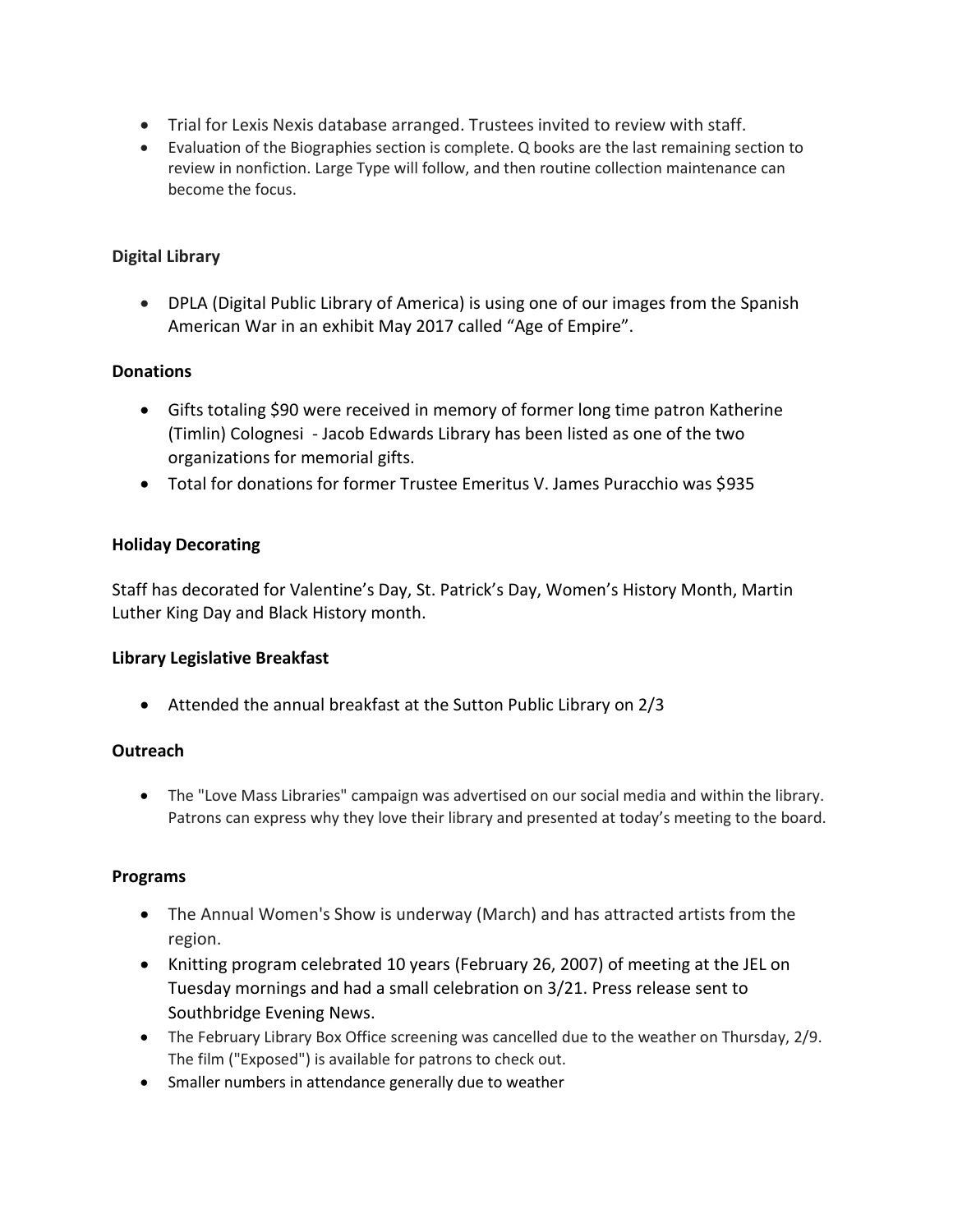- Trial for Lexis Nexis database arranged. Trustees invited to review with staff.
- Evaluation of the Biographies section is complete. Q books are the last remaining section to review in nonfiction. Large Type will follow, and then routine collection maintenance can become the focus.

**Digital Library**

- DPLA (Digital Public Library of America) is using one of our images from the Spanish American War in an exhibit May 2017 called "Age of Empire".

**Donations**

- Gifts totaling $90 were received in memory of former long time patron Katherine (Timlin) Colognesi - Jacob Edwards Library has been listed as one of the two organizations for memorial gifts.
- Total for donations for former Trustee Emeritus V. James Puracchio was $935

**Holiday Decorating**

Staff has decorated for Valentine's Day, St. Patrick's Day, Women's History Month, Martin Luther King Day and Black History month.

**Library Legislative Breakfast**

- Attended the annual breakfast at the Sutton Public Library on 2/3

**Outreach**

- The "Love Mass Libraries" campaign was advertised on our social media and within the library. Patrons can express why they love their library and presented at today's meeting to the board.

**Programs**

- The Annual Women's Show is underway (March) and has attracted artists from the region.
- Knitting program celebrated 10 years (February 26, 2007) of meeting at the JEL on Tuesday mornings and had a small celebration on 3/21. Press release sent to Southbridge Evening News.
- The February Library Box Office screening was cancelled due to the weather on Thursday, 2/9. The film ("Exposed") is available for patrons to check out.
- Smaller numbers in attendance generally due to weather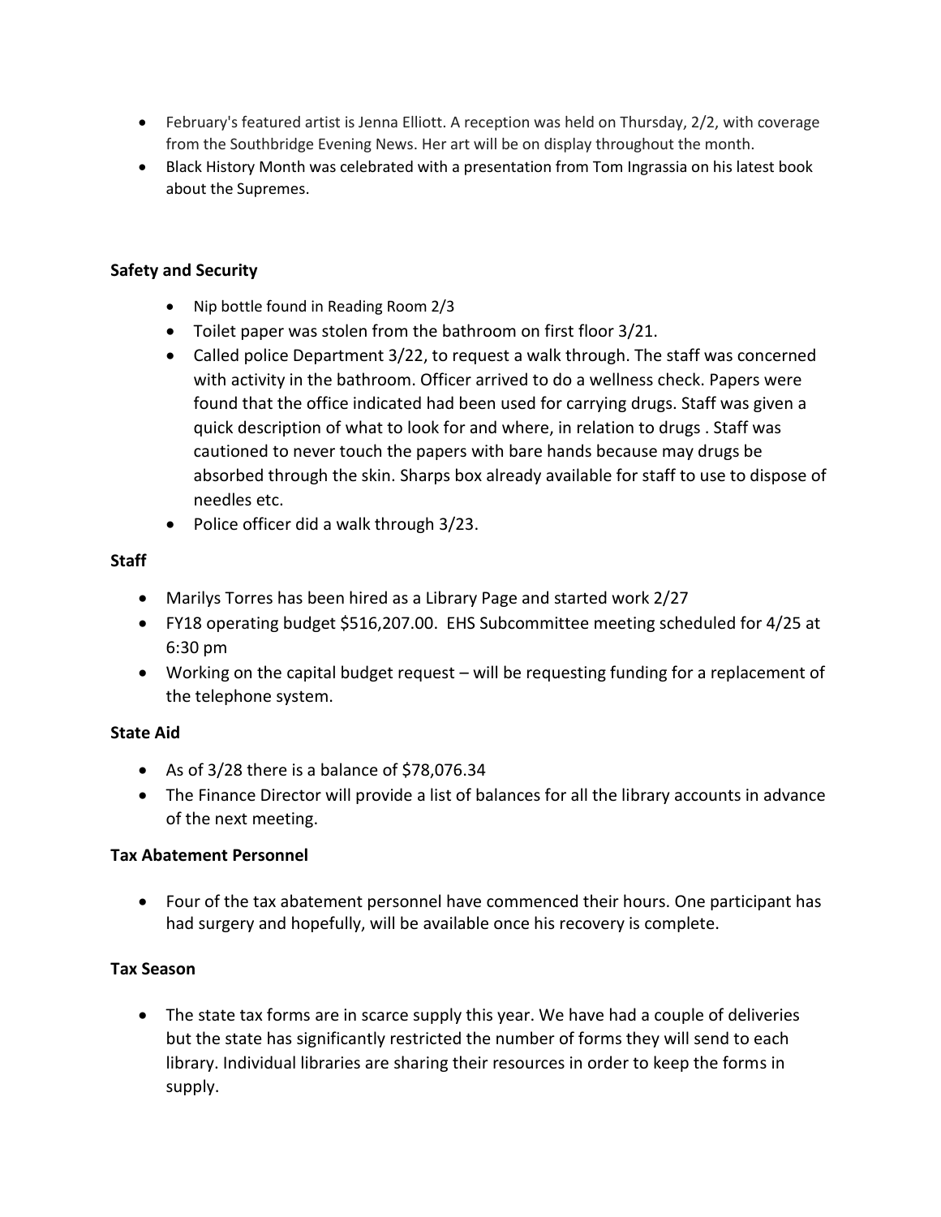- February's featured artist is Jenna Elliott. A reception was held on Thursday, 2/2, with coverage from the Southbridge Evening News. Her art will be on display throughout the month.
- Black History Month was celebrated with a presentation from Tom Ingrassia on his latest book about the Supremes.

**Safety and Security**

- Nip bottle found in Reading Room 2/3
- Toilet paper was stolen from the bathroom on first floor 3/21.
- Called police Department 3/22, to request a walk through. The staff was concerned with activity in the bathroom. Officer arrived to do a wellness check. Papers were found that the office indicated had been used for carrying drugs. Staff was given a quick description of what to look for and where, in relation to drugs . Staff was cautioned to never touch the papers with bare hands because may drugs be absorbed through the skin. Sharps box already available for staff to use to dispose of needles etc.
- Police officer did a walk through 3/23.

**Staff**

- Marilys Torres has been hired as a Library Page and started work 2/27
- FY18 operating budget $516,207.00. EHS Subcommittee meeting scheduled for 4/25 at 6:30 pm
- Working on the capital budget request – will be requesting funding for a replacement of the telephone system.

**State Aid**

- As of 3/28 there is a balance of $78,076.34
- The Finance Director will provide a list of balances for all the library accounts in advance of the next meeting.

**Tax Abatement Personnel**

- Four of the tax abatement personnel have commenced their hours. One participant has had surgery and hopefully, will be available once his recovery is complete.

**Tax Season**

- The state tax forms are in scarce supply this year. We have had a couple of deliveries but the state has significantly restricted the number of forms they will send to each library. Individual libraries are sharing their resources in order to keep the forms in supply.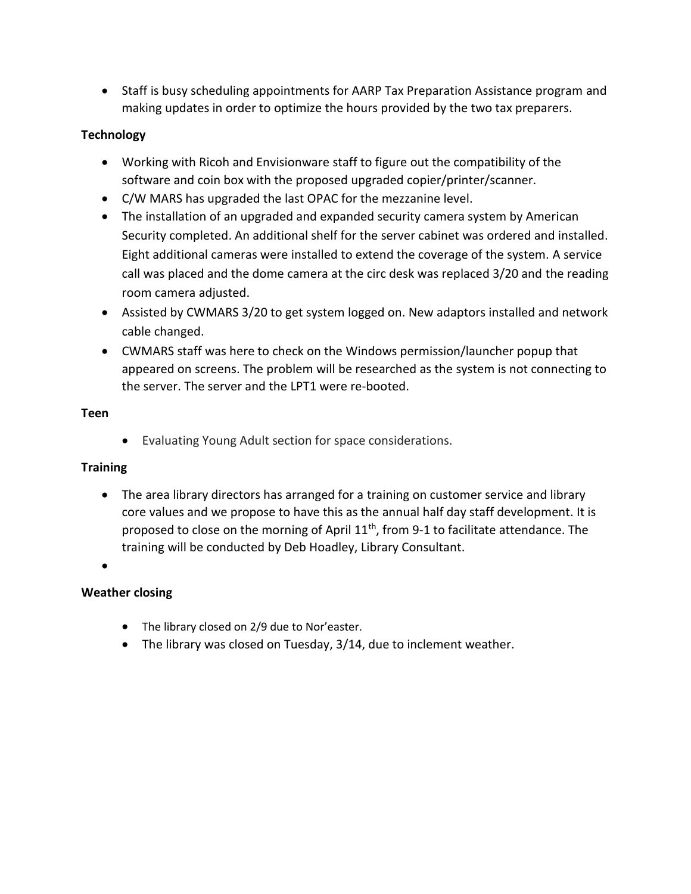- Staff is busy scheduling appointments for AARP Tax Preparation Assistance program and making updates in order to optimize the hours provided by the two tax preparers.

**Technology**

- Working with Ricoh and Envisionware staff to figure out the compatibility of the software and coin box with the proposed upgraded copier/printer/scanner.
- C/W MARS has upgraded the last OPAC for the mezzanine level.
- The installation of an upgraded and expanded security camera system by American Security completed. An additional shelf for the server cabinet was ordered and installed. Eight additional cameras were installed to extend the coverage of the system. A service call was placed and the dome camera at the circ desk was replaced 3/20 and the reading room camera adjusted.
- Assisted by CWMARS 3/20 to get system logged on. New adaptors installed and network cable changed.
- CWMARS staff was here to check on the Windows permission/launcher popup that appeared on screens. The problem will be researched as the system is not connecting to the server. The server and the LPT1 were re-booted.

**Teen**

- Evaluating Young Adult section for space considerations.

**Training**

- The area library directors has arranged for a training on customer service and library core values and we propose to have this as the annual half day staff development. It is proposed to close on the morning of April 11th, from 9-1 to facilitate attendance. The training will be conducted by Deb Hoadley, Library Consultant.

**Weather closing**

- The library closed on 2/9 due to Nor'easter.
- The library was closed on Tuesday, 3/14, due to inclement weather.